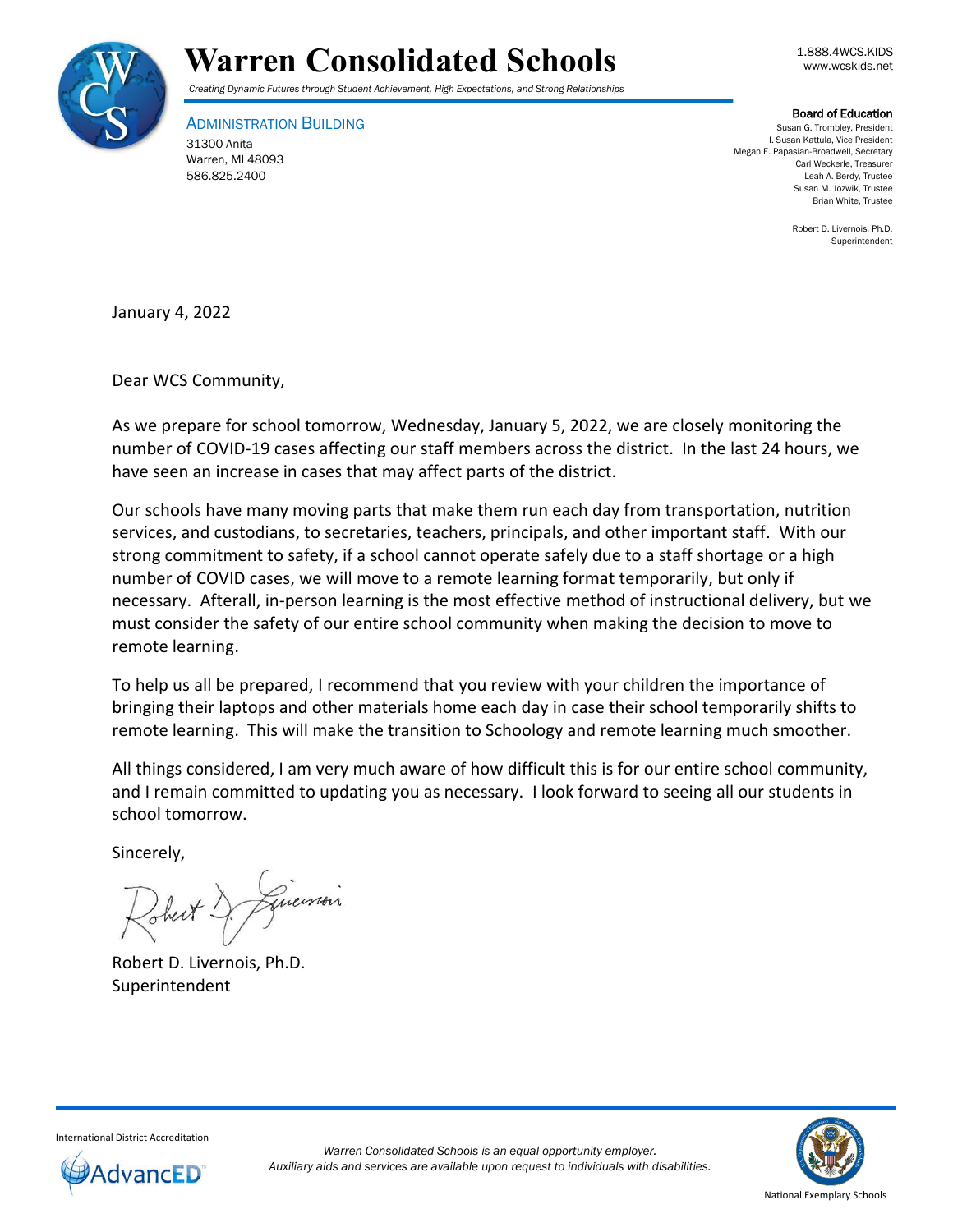# Warren Consolidated Schools

*Creating Dynamic Futures through Student Achievement, High Expectations, and Strong Relationships*

1.888.4WCS.KIDS
www.wcskids.net

ADMINISTRATION BUILDING
31300 Anita
Warren, MI 48093
586.825.2400

**Board of Education**
Susan G. Trombley, President
I. Susan Kattula, Vice President
Megan E. Papasian-Broadwell, Secretary
Carl Weckerle, Treasurer
Leah A. Berdy, Trustee
Susan M. Jozwik, Trustee
Brian White, Trustee

Robert D. Livernois, Ph.D.
Superintendent

January 4, 2022

Dear WCS Community,

As we prepare for school tomorrow, Wednesday, January 5, 2022, we are closely monitoring the number of COVID-19 cases affecting our staff members across the district. In the last 24 hours, we have seen an increase in cases that may affect parts of the district.

Our schools have many moving parts that make them run each day from transportation, nutrition services, and custodians, to secretaries, teachers, principals, and other important staff. With our strong commitment to safety, if a school cannot operate safely due to a staff shortage or a high number of COVID cases, we will move to a remote learning format temporarily, but only if necessary. Afterall, in-person learning is the most effective method of instructional delivery, but we must consider the safety of our entire school community when making the decision to move to remote learning.

To help us all be prepared, I recommend that you review with your children the importance of bringing their laptops and other materials home each day in case their school temporarily shifts to remote learning. This will make the transition to Schoology and remote learning much smoother.

All things considered, I am very much aware of how difficult this is for our entire school community, and I remain committed to updating you as necessary. I look forward to seeing all our students in school tomorrow.

Sincerely,

Robert D. Livernois, Ph.D.
Superintendent

International District Accreditation
AdvancED

*Warren Consolidated Schools is an equal opportunity employer.*
*Auxiliary aids and services are available upon request to individuals with disabilities.*

National Exemplary Schools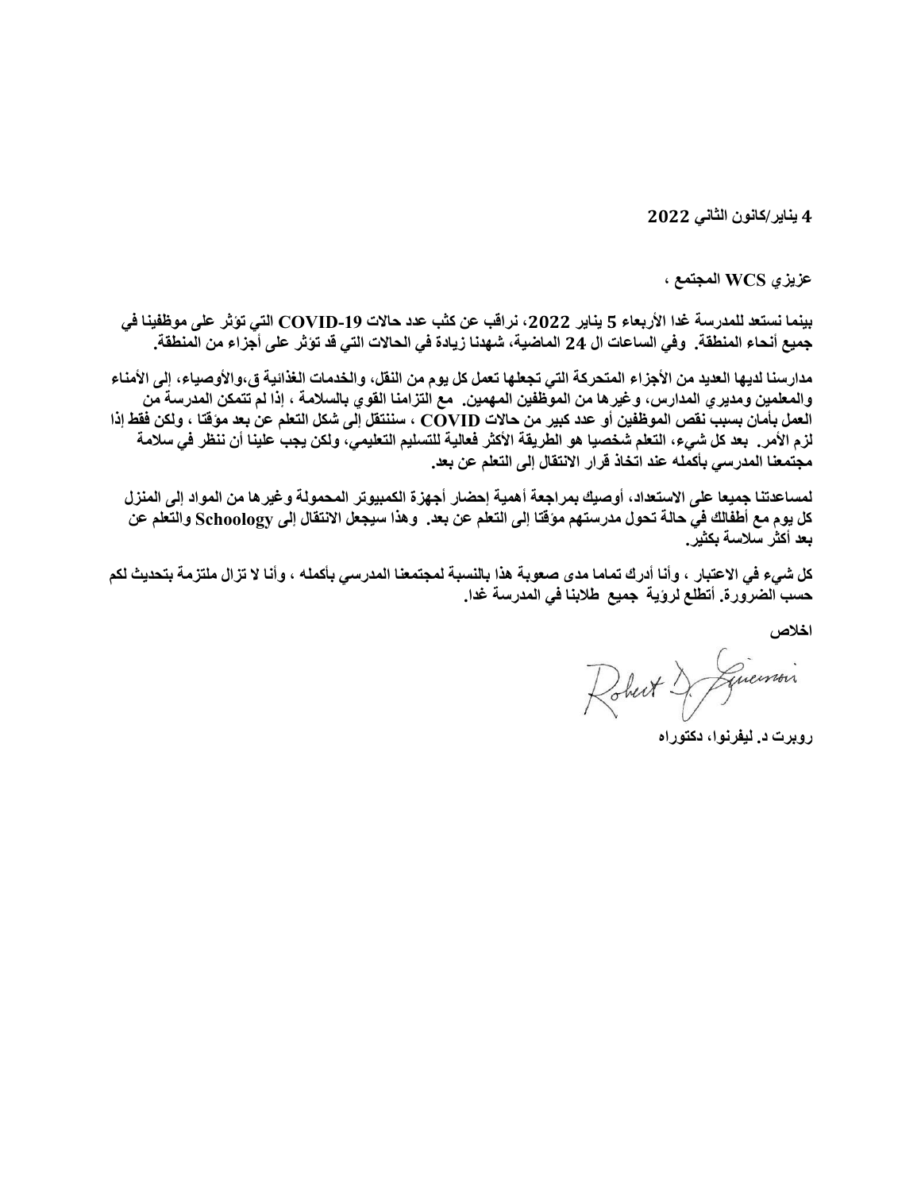**4 يناير/كانون الثاني 2022**

**عزيزي WCS المجتمع ،**

**بينما نستعد للمدرسة غدا الأربعاء 5 يناير 2022، نراقب عن كثب عدد حالات COVID-19 التي تؤثر على موظفينا في جميع أنحاء المنطقة. وفي الساعات ال 24 الماضية، شهدنا زيادة في الحالات التي قد تؤثر على أجزاء من المنطقة.**

**مدارسنا لديها العديد من الأجزاء المتحركة التي تجعلها تعمل كل يوم من النقل، والخدمات الغذائية ق،والأوصياء، إلى الأمناء والمعلمين ومديري المدارس، وغيرها من الموظفين المهمين. مع التزامنا القوي بالسلامة ، إذا لم تتمكن المدرسة من العمل بأمان بسبب نقص الموظفين أو عدد كبير من حالات COVID ، سننتقل إلى شكل التعلم عن بعد مؤقتا ، ولكن فقط إذا لزم الأمر. بعد كل شيء، التعلم شخصيا هو الطريقة الأكثر فعالية للتسليم التعليمي، ولكن يجب علينا أن ننظر في سلامة مجتمعنا المدرسي بأكمله عند اتخاذ قرار الانتقال إلى التعلم عن بعد.**

**لمساعدتنا جميعا على الاستعداد، أوصيك بمراجعة أهمية إحضار أجهزة الكمبيوتر المحمولة وغيرها من المواد إلى المنزل كل يوم مع أطفالك في حالة تحول مدرستهم مؤقتا إلى التعلم عن بعد. وهذا سيجعل الانتقال إلى Schoology والتعلم عن بعد أكثر سلاسة بكثير.**

**كل شيء في الاعتبار ، وأنا أدرك تماما مدى صعوبة هذا بالنسبة لمجتمعنا المدرسي بأكمله ، وأنا لا تزال ملتزمة بتحديث لكم حسب الضرورة. أتطلع لرؤية جميع طلابنا في المدرسة غدا.**

**اخلاص**

Robert D. Liversois

**روبرت د. ليفرنوا، دكتوراه**